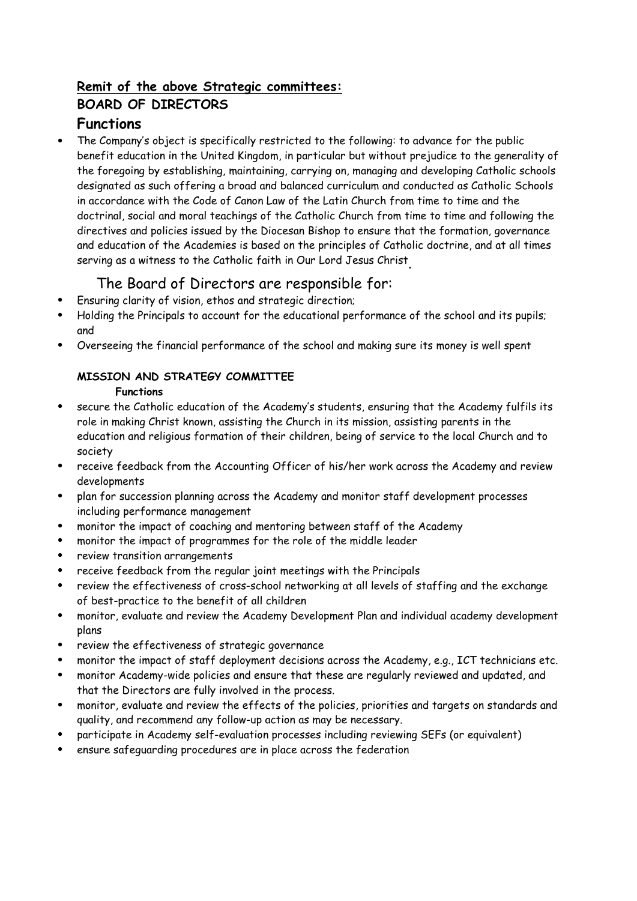## <u>Remit of the above Strategic committees:</u>

## BOARD OF DIRECTORS

### Functions

- The Company's object is specifically restricted to the following: to advance for the public benefit education in the United Kingdom, in particular but without prejudice to the generality of the foregoing by establishing, maintaining, carrying on, managing and developing Catholic schools designated as such offering a broad and balanced curriculum and conducted as Catholic Schools in accordance with the Code of Canon Law of the Latin Church from time to time and the doctrinal, social and moral teachings of the Catholic Church from time to time and following the directives and policies issued by the Diocesan Bishop to ensure that the formation, governance and education of the Academies is based on the principles of Catholic doctrine, and at all times serving as a witness to the Catholic faith in Our Lord Jesus Christ.

The Board of Directors are responsible for:

- Ensuring clarity of vision, ethos and strategic direction;
- Holding the Principals to account for the educational performance of the school and its pupils; and
- Overseeing the financial performance of the school and making sure its money is well spent

#### MISSION AND STRATEGY COMMITTEE

**Functions**

- secure the Catholic education of the Academy's students, ensuring that the Academy fulfils its role in making Christ known, assisting the Church in its mission, assisting parents in the education and religious formation of their children, being of service to the local Church and to society
- receive feedback from the Accounting Officer of his/her work across the Academy and review developments
- plan for succession planning across the Academy and monitor staff development processes including performance management
- monitor the impact of coaching and mentoring between staff of the Academy
- monitor the impact of programmes for the role of the middle leader
- review transition arrangements
- receive feedback from the regular joint meetings with the Principals
- review the effectiveness of cross-school networking at all levels of staffing and the exchange of best-practice to the benefit of all children
- monitor, evaluate and review the Academy Development Plan and individual academy development plans
- review the effectiveness of strategic governance
- monitor the impact of staff deployment decisions across the Academy, e.g., ICT technicians etc.
- monitor Academy-wide policies and ensure that these are regularly reviewed and updated, and that the Directors are fully involved in the process.
- monitor, evaluate and review the effects of the policies, priorities and targets on standards and quality, and recommend any follow-up action as may be necessary.
- participate in Academy self-evaluation processes including reviewing SEFs (or equivalent)
- ensure safeguarding procedures are in place across the federation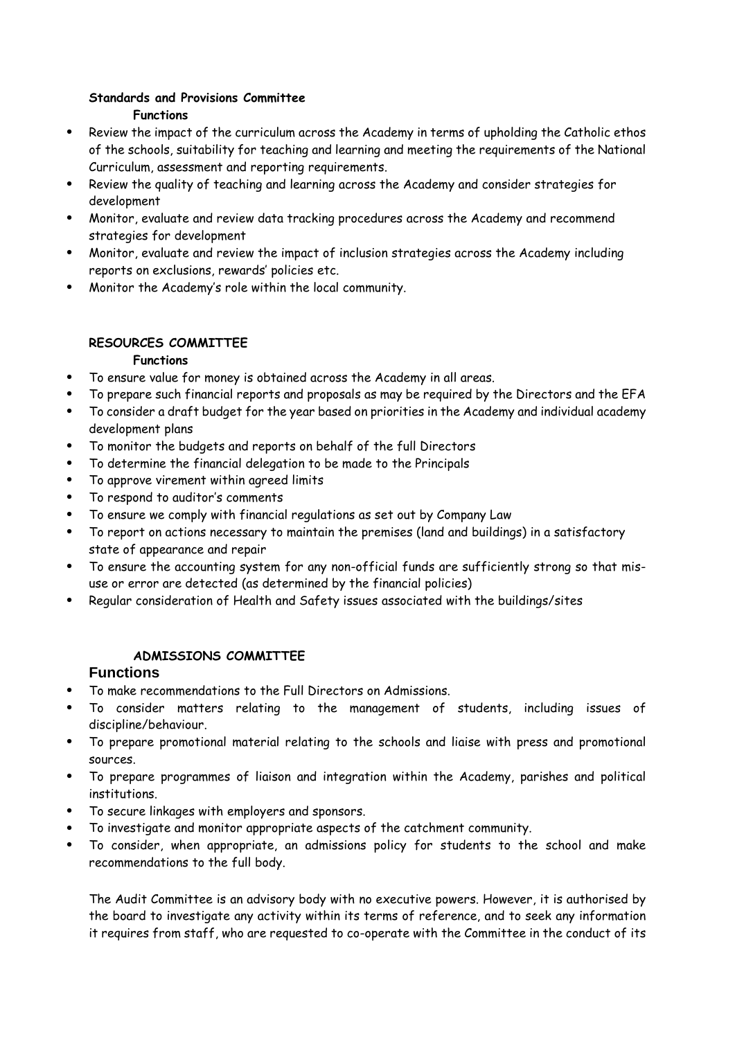**Standards and Provisions Committee**

**Functions**

- Review the impact of the curriculum across the Academy in terms of upholding the Catholic ethos of the schools, suitability for teaching and learning and meeting the requirements of the National Curriculum, assessment and reporting requirements.
- Review the quality of teaching and learning across the Academy and consider strategies for development
- Monitor, evaluate and review data tracking procedures across the Academy and recommend strategies for development
- Monitor, evaluate and review the impact of inclusion strategies across the Academy including reports on exclusions, rewards' policies etc.
- Monitor the Academy's role within the local community.

**RESOURCES COMMITTEE**

**Functions**

- To ensure value for money is obtained across the Academy in all areas.
- To prepare such financial reports and proposals as may be required by the Directors and the EFA
- To consider a draft budget for the year based on priorities in the Academy and individual academy development plans
- To monitor the budgets and reports on behalf of the full Directors
- To determine the financial delegation to be made to the Principals
- To approve virement within agreed limits
- To respond to auditor's comments
- To ensure we comply with financial regulations as set out by Company Law
- To report on actions necessary to maintain the premises (land and buildings) in a satisfactory state of appearance and repair
- To ensure the accounting system for any non-official funds are sufficiently strong so that mis-use or error are detected (as determined by the financial policies)
- Regular consideration of Health and Safety issues associated with the buildings/sites

**ADMISSIONS COMMITTEE**

**Functions**

- To make recommendations to the Full Directors on Admissions.
- To consider matters relating to the management of students, including issues of discipline/behaviour.
- To prepare promotional material relating to the schools and liaise with press and promotional sources.
- To prepare programmes of liaison and integration within the Academy, parishes and political institutions.
- To secure linkages with employers and sponsors.
- To investigate and monitor appropriate aspects of the catchment community.
- To consider, when appropriate, an admissions policy for students to the school and make recommendations to the full body.

The Audit Committee is an advisory body with no executive powers. However, it is authorised by the board to investigate any activity within its terms of reference, and to seek any information it requires from staff, who are requested to co-operate with the Committee in the conduct of its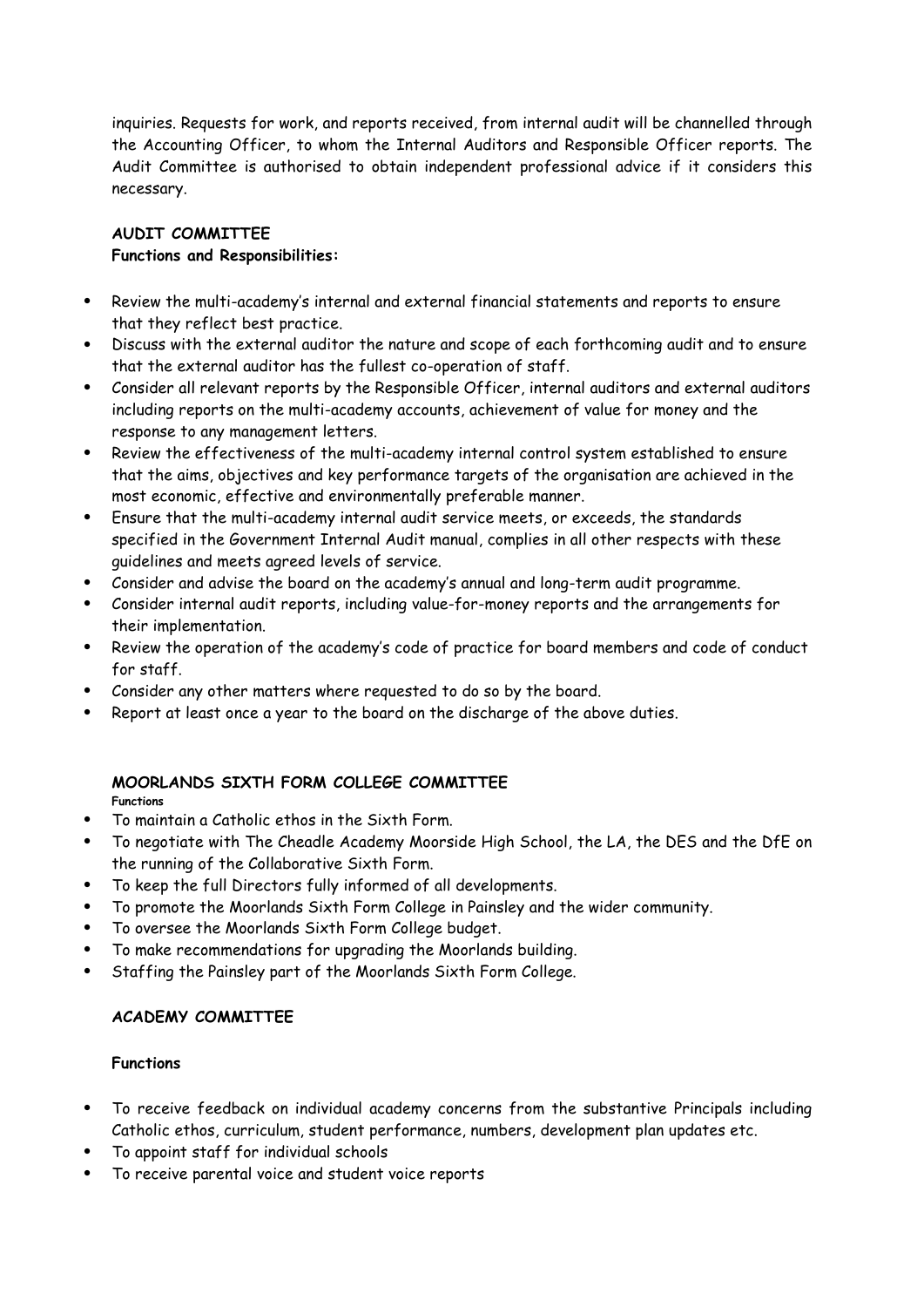inquiries. Requests for work, and reports received, from internal audit will be channelled through the Accounting Officer, to whom the Internal Auditors and Responsible Officer reports. The Audit Committee is authorised to obtain independent professional advice if it considers this necessary.

**AUDIT COMMITTEE**

**Functions and Responsibilities:**

- Review the multi-academy's internal and external financial statements and reports to ensure that they reflect best practice.
- Discuss with the external auditor the nature and scope of each forthcoming audit and to ensure that the external auditor has the fullest co-operation of staff.
- Consider all relevant reports by the Responsible Officer, internal auditors and external auditors including reports on the multi-academy accounts, achievement of value for money and the response to any management letters.
- Review the effectiveness of the multi-academy internal control system established to ensure that the aims, objectives and key performance targets of the organisation are achieved in the most economic, effective and environmentally preferable manner.
- Ensure that the multi-academy internal audit service meets, or exceeds, the standards specified in the Government Internal Audit manual, complies in all other respects with these guidelines and meets agreed levels of service.
- Consider and advise the board on the academy's annual and long-term audit programme.
- Consider internal audit reports, including value-for-money reports and the arrangements for their implementation.
- Review the operation of the academy's code of practice for board members and code of conduct for staff.
- Consider any other matters where requested to do so by the board.
- Report at least once a year to the board on the discharge of the above duties.

**MOORLANDS SIXTH FORM COLLEGE COMMITTEE**

**Functions**

- To maintain a Catholic ethos in the Sixth Form.
- To negotiate with The Cheadle Academy Moorside High School, the LA, the DES and the DfE on the running of the Collaborative Sixth Form.
- To keep the full Directors fully informed of all developments.
- To promote the Moorlands Sixth Form College in Painsley and the wider community.
- To oversee the Moorlands Sixth Form College budget.
- To make recommendations for upgrading the Moorlands building.
- Staffing the Painsley part of the Moorlands Sixth Form College.

**ACADEMY COMMITTEE**

**Functions**

- To receive feedback on individual academy concerns from the substantive Principals including Catholic ethos, curriculum, student performance, numbers, development plan updates etc.
- To appoint staff for individual schools
- To receive parental voice and student voice reports